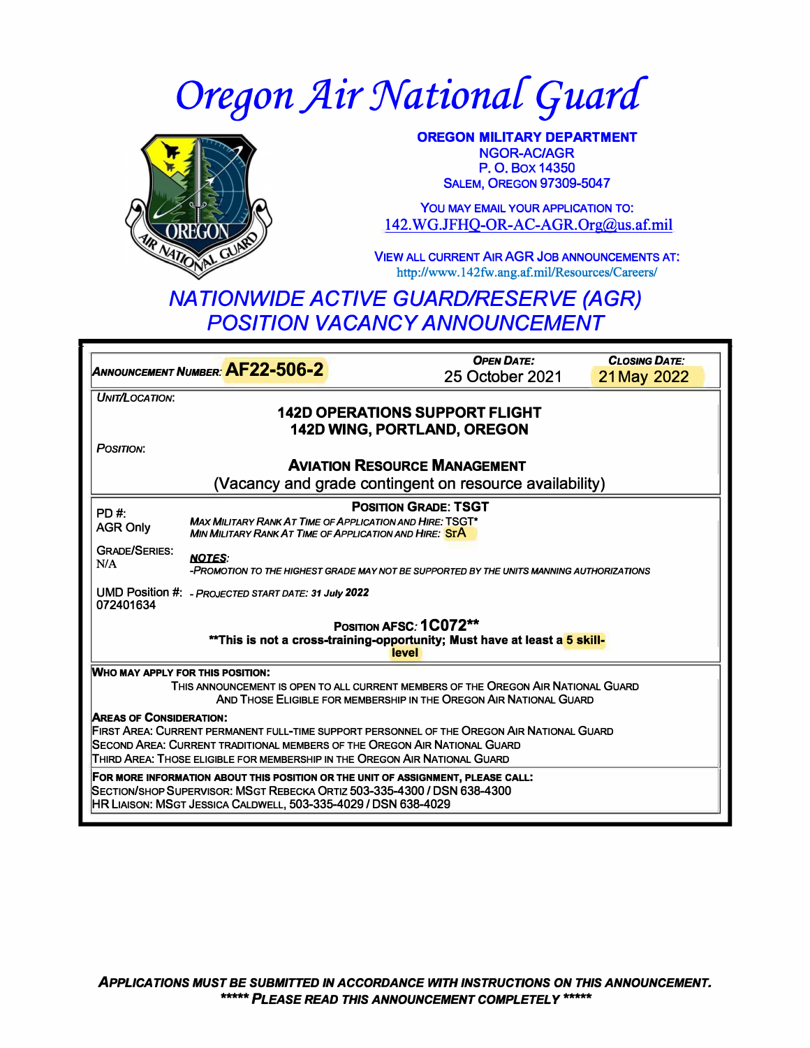# Oregon Air National Guard

**OREGON MILITARY DEPARTMENT**
NGOR-AC/AGR
P. O. BOX 14350
SALEM, OREGON 97309-5047

YOU MAY EMAIL YOUR APPLICATION TO:
142.WG.JFHQ-OR-AC-AGR.Org@us.af.mil

VIEW ALL CURRENT AIR AGR JOB ANNOUNCEMENTS AT:
http://www.142fw.ang.af.mil/Resources/Careers/

## *NATIONWIDE ACTIVE GUARD/RESERVE (AGR) POSITION VACANCY ANNOUNCEMENT*

***ANNOUNCEMENT NUMBER:*** **AF22-506-2**

***OPEN DATE:*** 25 October 2021

***CLOSING DATE:*** 21 May 2022

*UNIT/LOCATION:*

**142D OPERATIONS SUPPORT FLIGHT**
**142D WING, PORTLAND, OREGON**

*POSITION:*

**AVIATION RESOURCE MANAGEMENT**
(Vacancy and grade contingent on resource availability)

PD #:
AGR Only

GRADE/SERIES:
N/A

UMD Position #:
072401634

**POSITION GRADE: TSGT**

*MAX MILITARY RANK AT TIME OF APPLICATION AND HIRE:* TSGT*
*MIN MILITARY RANK AT TIME OF APPLICATION AND HIRE:* SrA

***NOTES:***
*-PROMOTION TO THE HIGHEST GRADE MAY NOT BE SUPPORTED BY THE UNITS MANNING AUTHORIZATIONS*

*- PROJECTED START DATE: **31 July 2022***

**POSITION AFSC: 1C072****

****This is not a cross-training-opportunity; Must have at least a 5 skill-level**

**WHO MAY APPLY FOR THIS POSITION:**

THIS ANNOUNCEMENT IS OPEN TO ALL CURRENT MEMBERS OF THE OREGON AIR NATIONAL GUARD AND THOSE ELIGIBLE FOR MEMBERSHIP IN THE OREGON AIR NATIONAL GUARD

**AREAS OF CONSIDERATION:**

FIRST AREA: CURRENT PERMANENT FULL-TIME SUPPORT PERSONNEL OF THE OREGON AIR NATIONAL GUARD
SECOND AREA: CURRENT TRADITIONAL MEMBERS OF THE OREGON AIR NATIONAL GUARD
THIRD AREA: THOSE ELIGIBLE FOR MEMBERSHIP IN THE OREGON AIR NATIONAL GUARD

**FOR MORE INFORMATION ABOUT THIS POSITION OR THE UNIT OF ASSIGNMENT, PLEASE CALL:**

SECTION/SHOP SUPERVISOR: MSGT REBECKA ORTIZ 503-335-4300 / DSN 638-4300
HR LIAISON: MSGT JESSICA CALDWELL, 503-335-4029 / DSN 638-4029

***APPLICATIONS MUST BE SUBMITTED IN ACCORDANCE WITH INSTRUCTIONS ON THIS ANNOUNCEMENT.***
***\*\*\*\*\* PLEASE READ THIS ANNOUNCEMENT COMPLETELY \*\*\*\*\****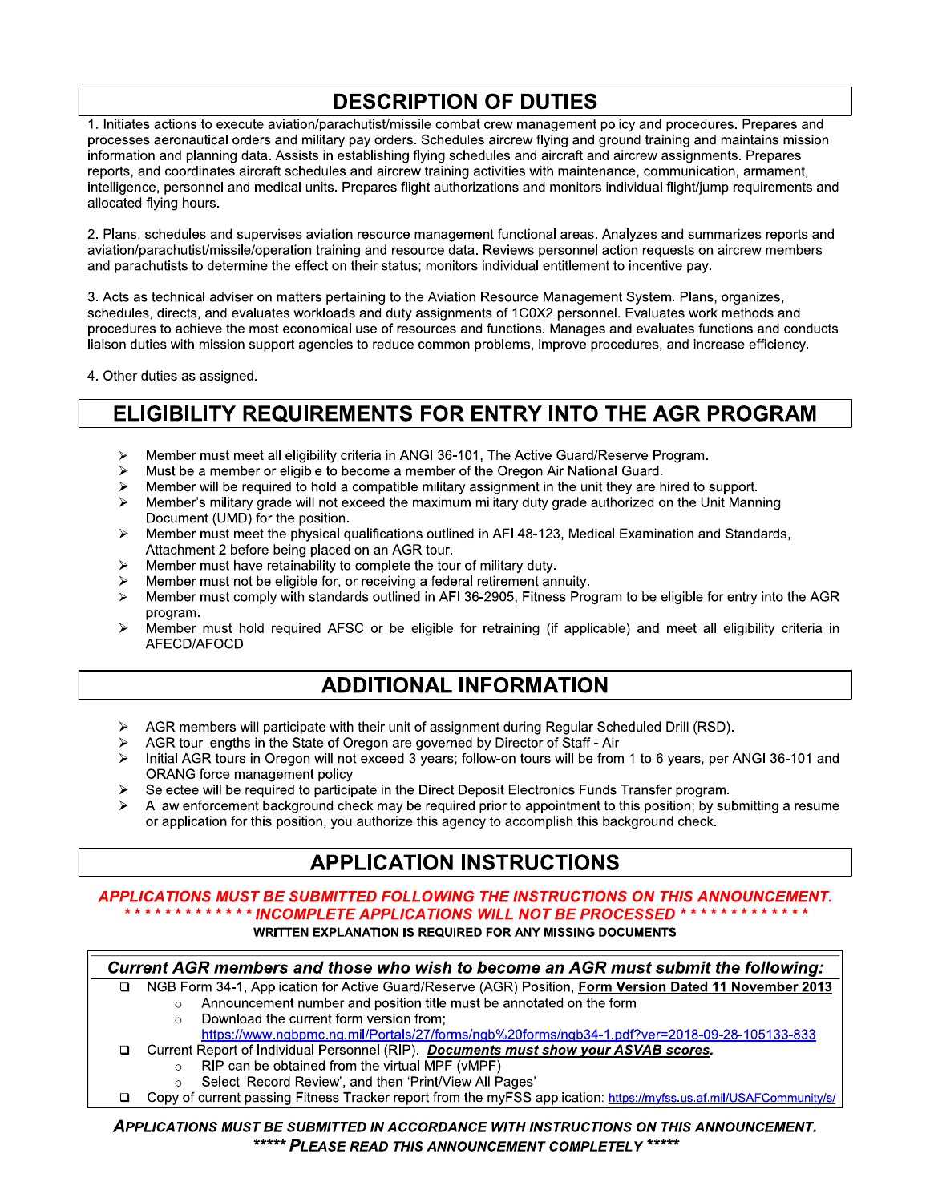## DESCRIPTION OF DUTIES

1. Initiates actions to execute aviation/parachutist/missile combat crew management policy and procedures. Prepares and processes aeronautical orders and military pay orders. Schedules aircrew flying and ground training and maintains mission information and planning data. Assists in establishing flying schedules and aircraft and aircrew assignments. Prepares reports, and coordinates aircraft schedules and aircrew training activities with maintenance, communication, armament, intelligence, personnel and medical units. Prepares flight authorizations and monitors individual flight/jump requirements and allocated flying hours.

2. Plans, schedules and supervises aviation resource management functional areas. Analyzes and summarizes reports and aviation/parachutist/missile/operation training and resource data. Reviews personnel action requests on aircrew members and parachutists to determine the effect on their status; monitors individual entitlement to incentive pay.

3. Acts as technical adviser on matters pertaining to the Aviation Resource Management System. Plans, organizes, schedules, directs, and evaluates workloads and duty assignments of 1C0X2 personnel. Evaluates work methods and procedures to achieve the most economical use of resources and functions. Manages and evaluates functions and conducts liaison duties with mission support agencies to reduce common problems, improve procedures, and increase efficiency.

4. Other duties as assigned.

## ELIGIBILITY REQUIREMENTS FOR ENTRY INTO THE AGR PROGRAM

- Member must meet all eligibility criteria in ANGI 36-101, The Active Guard/Reserve Program.
- Must be a member or eligible to become a member of the Oregon Air National Guard.
- Member will be required to hold a compatible military assignment in the unit they are hired to support.
- Member's military grade will not exceed the maximum military duty grade authorized on the Unit Manning Document (UMD) for the position.
- Member must meet the physical qualifications outlined in AFI 48-123, Medical Examination and Standards, Attachment 2 before being placed on an AGR tour.
- Member must have retainability to complete the tour of military duty.
- Member must not be eligible for, or receiving a federal retirement annuity.
- Member must comply with standards outlined in AFI 36-2905, Fitness Program to be eligible for entry into the AGR program.
- Member must hold required AFSC or be eligible for retraining (if applicable) and meet all eligibility criteria in AFECD/AFOCD

## ADDITIONAL INFORMATION

- AGR members will participate with their unit of assignment during Regular Scheduled Drill (RSD).
- AGR tour lengths in the State of Oregon are governed by Director of Staff - Air
- Initial AGR tours in Oregon will not exceed 3 years; follow-on tours will be from 1 to 6 years, per ANGI 36-101 and ORANG force management policy
- Selectee will be required to participate in the Direct Deposit Electronics Funds Transfer program.
- A law enforcement background check may be required prior to appointment to this position; by submitting a resume or application for this position, you authorize this agency to accomplish this background check.

## APPLICATION INSTRUCTIONS

***APPLICATIONS MUST BE SUBMITTED FOLLOWING THE INSTRUCTIONS ON THIS ANNOUNCEMENT.***
***\*\*\*\*\*\*\*\*\*\*\*\*\* INCOMPLETE APPLICATIONS WILL NOT BE PROCESSED \*\*\*\*\*\*\*\*\*\*\*\*\****

**WRITTEN EXPLANATION IS REQUIRED FOR ANY MISSING DOCUMENTS**

***Current AGR members and those who wish to become an AGR must submit the following:***

- ❑ NGB Form 34-1, Application for Active Guard/Reserve (AGR) Position, **Form Version Dated 11 November 2013**
  - Announcement number and position title must be annotated on the form
  - Download the current form version from; https://www.ngbpmc.ng.mil/Portals/27/forms/ngb%20forms/ngb34-1.pdf?ver=2018-09-28-105133-833
- ❑ Current Report of Individual Personnel (RIP). ***Documents must show your ASVAB scores.***
  - RIP can be obtained from the virtual MPF (vMPF)
  - Select 'Record Review', and then 'Print/View All Pages'
- ❑ Copy of current passing Fitness Tracker report from the myFSS application: https://myfss.us.af.mil/USAFCommunity/s/

***APPLICATIONS MUST BE SUBMITTED IN ACCORDANCE WITH INSTRUCTIONS ON THIS ANNOUNCEMENT.***
***\*\*\*\*\* PLEASE READ THIS ANNOUNCEMENT COMPLETELY \*\*\*\*\****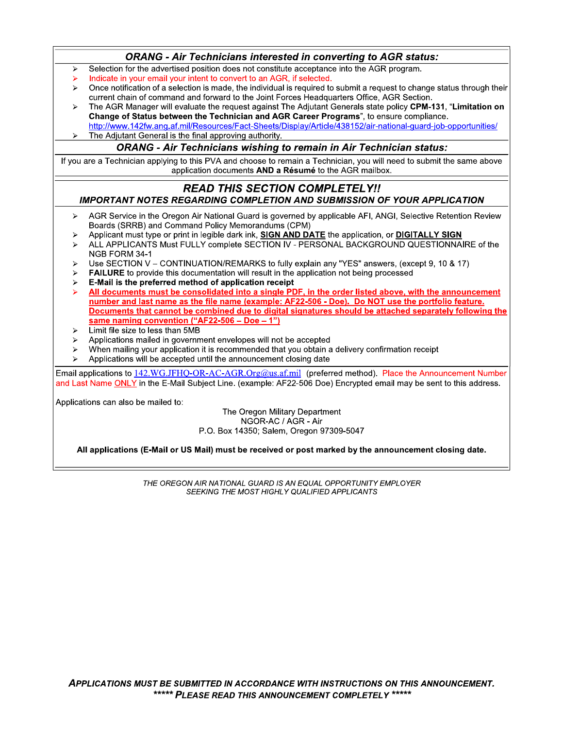## *ORANG - Air Technicians interested in converting to AGR status:*

- Selection for the advertised position does not constitute acceptance into the AGR program.
- Indicate in your email your intent to convert to an AGR, if selected.
- Once notification of a selection is made, the individual is required to submit a request to change status through their current chain of command and forward to the Joint Forces Headquarters Office, AGR Section.
- The AGR Manager will evaluate the request against The Adjutant Generals state policy **CPM-131**, "**Limitation on Change of Status between the Technician and AGR Career Programs**", to ensure compliance. http://www.142fw.ang.af.mil/Resources/Fact-Sheets/Display/Article/438152/air-national-guard-job-opportunities/
- The Adjutant General is the final approving authority.

## *ORANG - Air Technicians wishing to remain in Air Technician status:*

If you are a Technician applying to this PVA and choose to remain a Technician, you will need to submit the same above application documents **AND a Résumé** to the AGR mailbox.

## *READ THIS SECTION COMPLETELY!!*

### *IMPORTANT NOTES REGARDING COMPLETION AND SUBMISSION OF YOUR APPLICATION*

- AGR Service in the Oregon Air National Guard is governed by applicable AFI, ANGI, Selective Retention Review Boards (SRRB) and Command Policy Memorandums (CPM)
- Applicant must type or print in legible dark ink, **SIGN AND DATE** the application, or **DIGITALLY SIGN**
- ALL APPLICANTS Must FULLY complete SECTION IV - PERSONAL BACKGROUND QUESTIONNAIRE of the NGB FORM 34-1
- Use SECTION V – CONTINUATION/REMARKS to fully explain any "YES" answers, (except 9, 10 & 17)
- **FAILURE** to provide this documentation will result in the application not being processed
- **E-Mail is the preferred method of application receipt**
- **All documents must be consolidated into a single PDF, in the order listed above, with the announcement number and last name as the file name (example: AF22-506 - Doe). Do NOT use the portfolio feature. Documents that cannot be combined due to digital signatures should be attached separately following the same naming convention ("AF22-506 – Doe – 1")**
- Limit file size to less than 5MB
- Applications mailed in government envelopes will not be accepted
- When mailing your application it is recommended that you obtain a delivery confirmation receipt
- Applications will be accepted until the announcement closing date

Email applications to 142.WG.JFHQ-OR-AC-AGR.Org@us.af.mil (preferred method). Place the Announcement Number and Last Name ONLY in the E-Mail Subject Line. (example: AF22-506 Doe) Encrypted email may be sent to this address.

Applications can also be mailed to:

The Oregon Military Department
NGOR-AC / AGR - Air
P.O. Box 14350; Salem, Oregon 97309-5047

**All applications (E-Mail or US Mail) must be received or post marked by the announcement closing date.**

*THE OREGON AIR NATIONAL GUARD IS AN EQUAL OPPORTUNITY EMPLOYER*
*SEEKING THE MOST HIGHLY QUALIFIED APPLICANTS*

***APPLICATIONS MUST BE SUBMITTED IN ACCORDANCE WITH INSTRUCTIONS ON THIS ANNOUNCEMENT.***
***\*\*\*\*\* PLEASE READ THIS ANNOUNCEMENT COMPLETELY \*\*\*\*\****